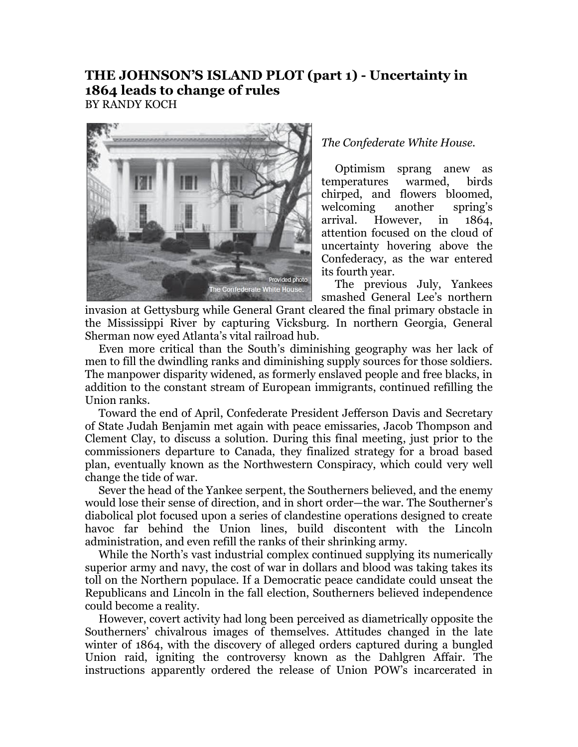# THE JOHNSON'S ISLAND PLOT (part 1) - Uncertainty in 1864 leads to change of rules

BY RANDY KOCH

*The Confederate White House.*

Optimism sprang anew as temperatures warmed, birds chirped, and flowers bloomed, welcoming another spring's arrival. However, in 1864, attention focused on the cloud of uncertainty hovering above the Confederacy, as the war entered its fourth year.

The previous July, Yankees smashed General Lee's northern invasion at Gettysburg while General Grant cleared the final primary obstacle in the Mississippi River by capturing Vicksburg. In northern Georgia, General Sherman now eyed Atlanta's vital railroad hub.

Even more critical than the South's diminishing geography was her lack of men to fill the dwindling ranks and diminishing supply sources for those soldiers. The manpower disparity widened, as formerly enslaved people and free blacks, in addition to the constant stream of European immigrants, continued refilling the Union ranks.

Toward the end of April, Confederate President Jefferson Davis and Secretary of State Judah Benjamin met again with peace emissaries, Jacob Thompson and Clement Clay, to discuss a solution. During this final meeting, just prior to the commissioners departure to Canada, they finalized strategy for a broad based plan, eventually known as the Northwestern Conspiracy, which could very well change the tide of war.

Sever the head of the Yankee serpent, the Southerners believed, and the enemy would lose their sense of direction, and in short order—the war. The Southerner's diabolical plot focused upon a series of clandestine operations designed to create havoc far behind the Union lines, build discontent with the Lincoln administration, and even refill the ranks of their shrinking army.

While the North's vast industrial complex continued supplying its numerically superior army and navy, the cost of war in dollars and blood was taking takes its toll on the Northern populace. If a Democratic peace candidate could unseat the Republicans and Lincoln in the fall election, Southerners believed independence could become a reality.

However, covert activity had long been perceived as diametrically opposite the Southerners' chivalrous images of themselves. Attitudes changed in the late winter of 1864, with the discovery of alleged orders captured during a bungled Union raid, igniting the controversy known as the Dahlgren Affair. The instructions apparently ordered the release of Union POW's incarcerated in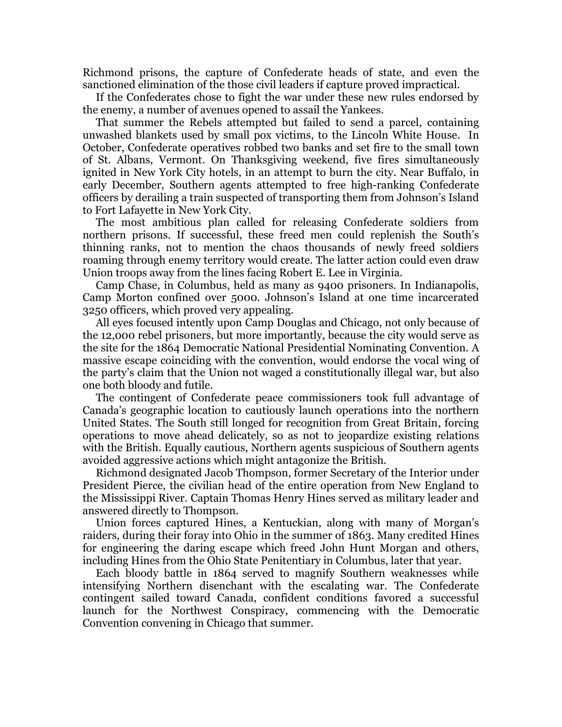Richmond prisons, the capture of Confederate heads of state, and even the sanctioned elimination of the those civil leaders if capture proved impractical.

If the Confederates chose to fight the war under these new rules endorsed by the enemy, a number of avenues opened to assail the Yankees.

That summer the Rebels attempted but failed to send a parcel, containing unwashed blankets used by small pox victims, to the Lincoln White House. In October, Confederate operatives robbed two banks and set fire to the small town of St. Albans, Vermont. On Thanksgiving weekend, five fires simultaneously ignited in New York City hotels, in an attempt to burn the city. Near Buffalo, in early December, Southern agents attempted to free high-ranking Confederate officers by derailing a train suspected of transporting them from Johnson's Island to Fort Lafayette in New York City.

The most ambitious plan called for releasing Confederate soldiers from northern prisons. If successful, these freed men could replenish the South's thinning ranks, not to mention the chaos thousands of newly freed soldiers roaming through enemy territory would create. The latter action could even draw Union troops away from the lines facing Robert E. Lee in Virginia.

Camp Chase, in Columbus, held as many as 9400 prisoners. In Indianapolis, Camp Morton confined over 5000. Johnson's Island at one time incarcerated 3250 officers, which proved very appealing.

All eyes focused intently upon Camp Douglas and Chicago, not only because of the 12,000 rebel prisoners, but more importantly, because the city would serve as the site for the 1864 Democratic National Presidential Nominating Convention. A massive escape coinciding with the convention, would endorse the vocal wing of the party's claim that the Union not waged a constitutionally illegal war, but also one both bloody and futile.

The contingent of Confederate peace commissioners took full advantage of Canada's geographic location to cautiously launch operations into the northern United States. The South still longed for recognition from Great Britain, forcing operations to move ahead delicately, so as not to jeopardize existing relations with the British. Equally cautious, Northern agents suspicious of Southern agents avoided aggressive actions which might antagonize the British.

Richmond designated Jacob Thompson, former Secretary of the Interior under President Pierce, the civilian head of the entire operation from New England to the Mississippi River. Captain Thomas Henry Hines served as military leader and answered directly to Thompson.

Union forces captured Hines, a Kentuckian, along with many of Morgan's raiders, during their foray into Ohio in the summer of 1863. Many credited Hines for engineering the daring escape which freed John Hunt Morgan and others, including Hines from the Ohio State Penitentiary in Columbus, later that year.

Each bloody battle in 1864 served to magnify Southern weaknesses while intensifying Northern disenchant with the escalating war. The Confederate contingent sailed toward Canada, confident conditions favored a successful launch for the Northwest Conspiracy, commencing with the Democratic Convention convening in Chicago that summer.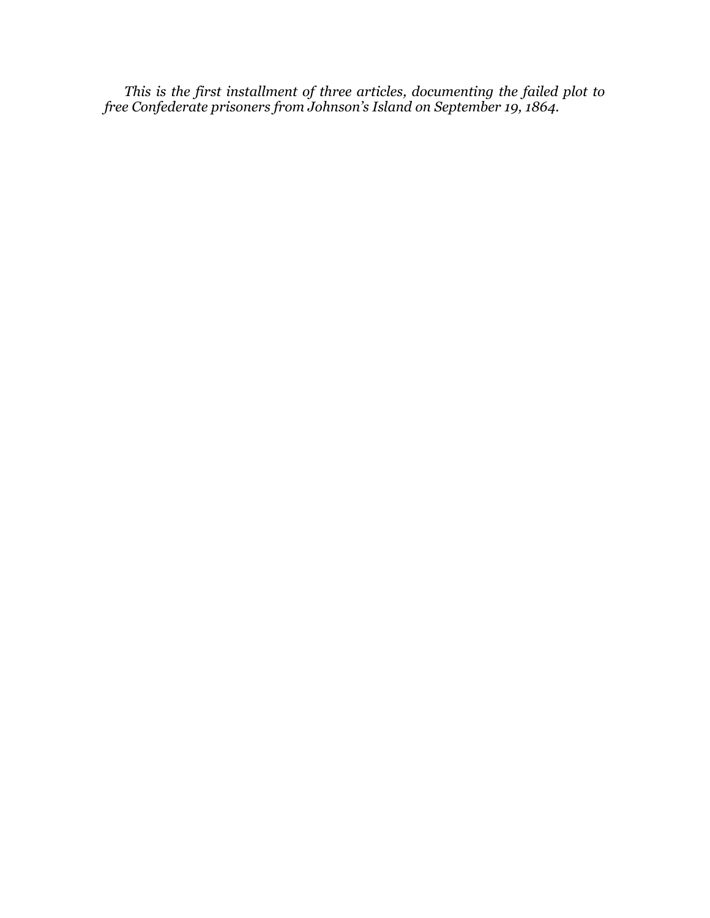*This is the first installment of three articles, documenting the failed plot to free Confederate prisoners from Johnson's Island on September 19, 1864.*